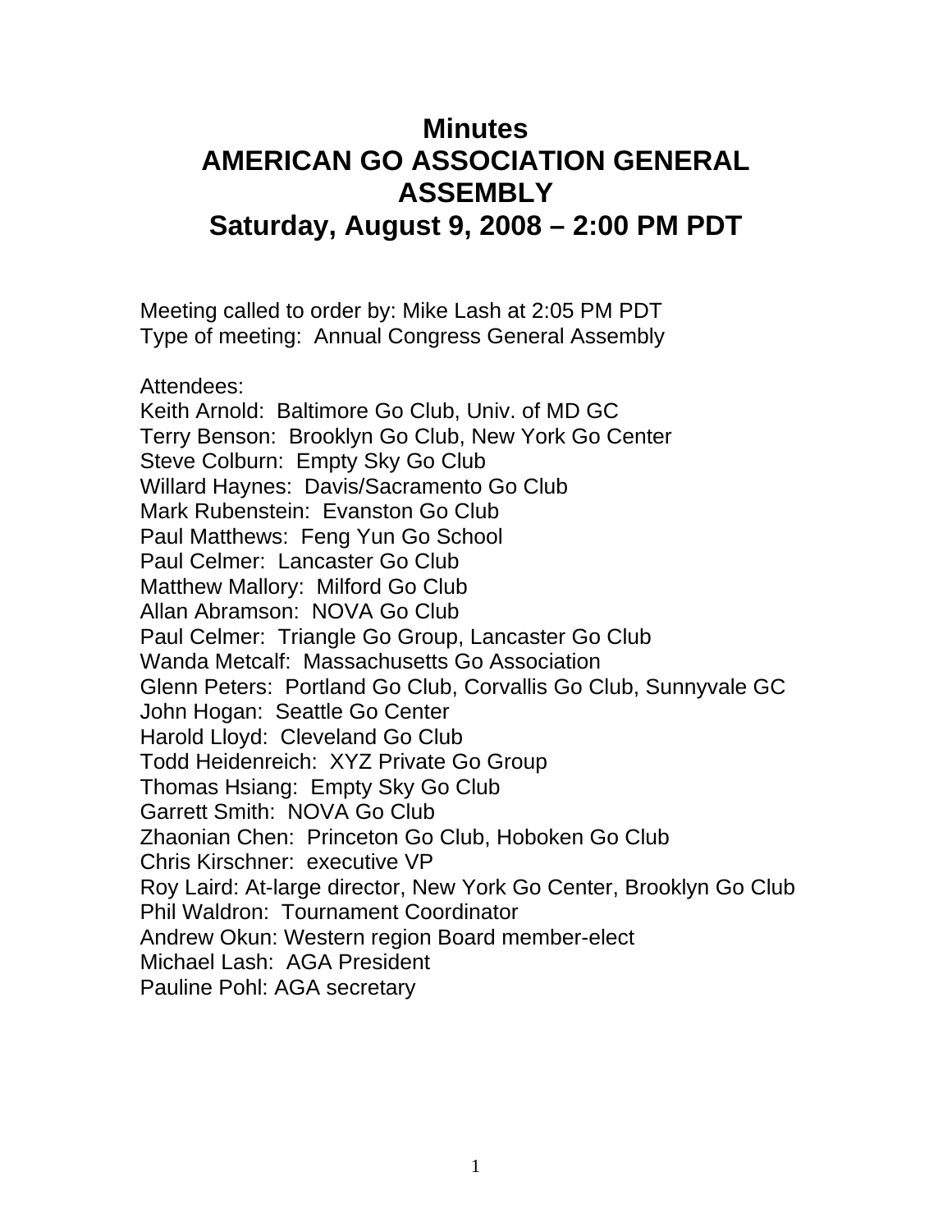# Minutes
# AMERICAN GO ASSOCIATION GENERAL ASSEMBLY
# Saturday, August 9, 2008 – 2:00 PM PDT

Meeting called to order by: Mike Lash at 2:05 PM PDT
Type of meeting: Annual Congress General Assembly

Attendees:
Keith Arnold: Baltimore Go Club, Univ. of MD GC
Terry Benson: Brooklyn Go Club, New York Go Center
Steve Colburn: Empty Sky Go Club
Willard Haynes: Davis/Sacramento Go Club
Mark Rubenstein: Evanston Go Club
Paul Matthews: Feng Yun Go School
Paul Celmer: Lancaster Go Club
Matthew Mallory: Milford Go Club
Allan Abramson: NOVA Go Club
Paul Celmer: Triangle Go Group, Lancaster Go Club
Wanda Metcalf: Massachusetts Go Association
Glenn Peters: Portland Go Club, Corvallis Go Club, Sunnyvale GC
John Hogan: Seattle Go Center
Harold Lloyd: Cleveland Go Club
Todd Heidenreich: XYZ Private Go Group
Thomas Hsiang: Empty Sky Go Club
Garrett Smith: NOVA Go Club
Zhaonian Chen: Princeton Go Club, Hoboken Go Club
Chris Kirschner: executive VP
Roy Laird: At-large director, New York Go Center, Brooklyn Go Club
Phil Waldron: Tournament Coordinator
Andrew Okun: Western region Board member-elect
Michael Lash: AGA President
Pauline Pohl: AGA secretary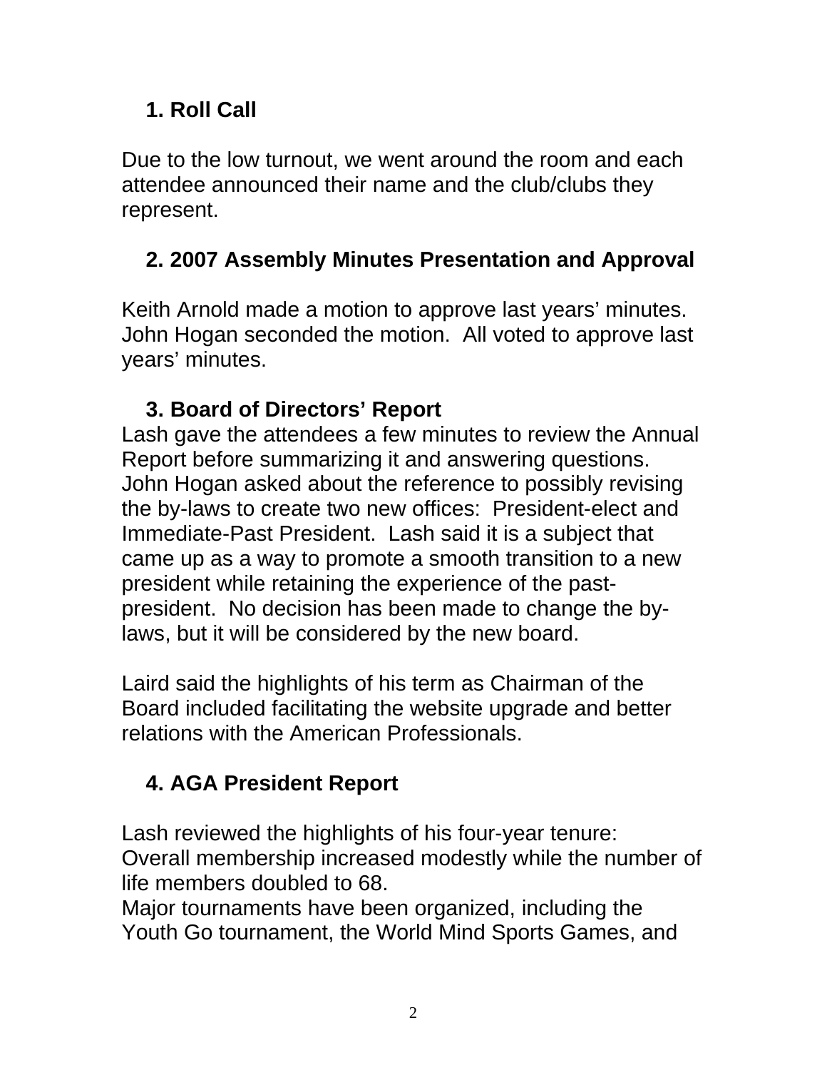## 1. Roll Call

Due to the low turnout, we went around the room and each attendee announced their name and the club/clubs they represent.

## 2. 2007 Assembly Minutes Presentation and Approval

Keith Arnold made a motion to approve last years' minutes. John Hogan seconded the motion. All voted to approve last years' minutes.

## 3. Board of Directors' Report

Lash gave the attendees a few minutes to review the Annual Report before summarizing it and answering questions. John Hogan asked about the reference to possibly revising the by-laws to create two new offices: President-elect and Immediate-Past President. Lash said it is a subject that came up as a way to promote a smooth transition to a new president while retaining the experience of the past-president. No decision has been made to change the by-laws, but it will be considered by the new board.

Laird said the highlights of his term as Chairman of the Board included facilitating the website upgrade and better relations with the American Professionals.

## 4. AGA President Report

Lash reviewed the highlights of his four-year tenure:
Overall membership increased modestly while the number of life members doubled to 68.
Major tournaments have been organized, including the Youth Go tournament, the World Mind Sports Games, and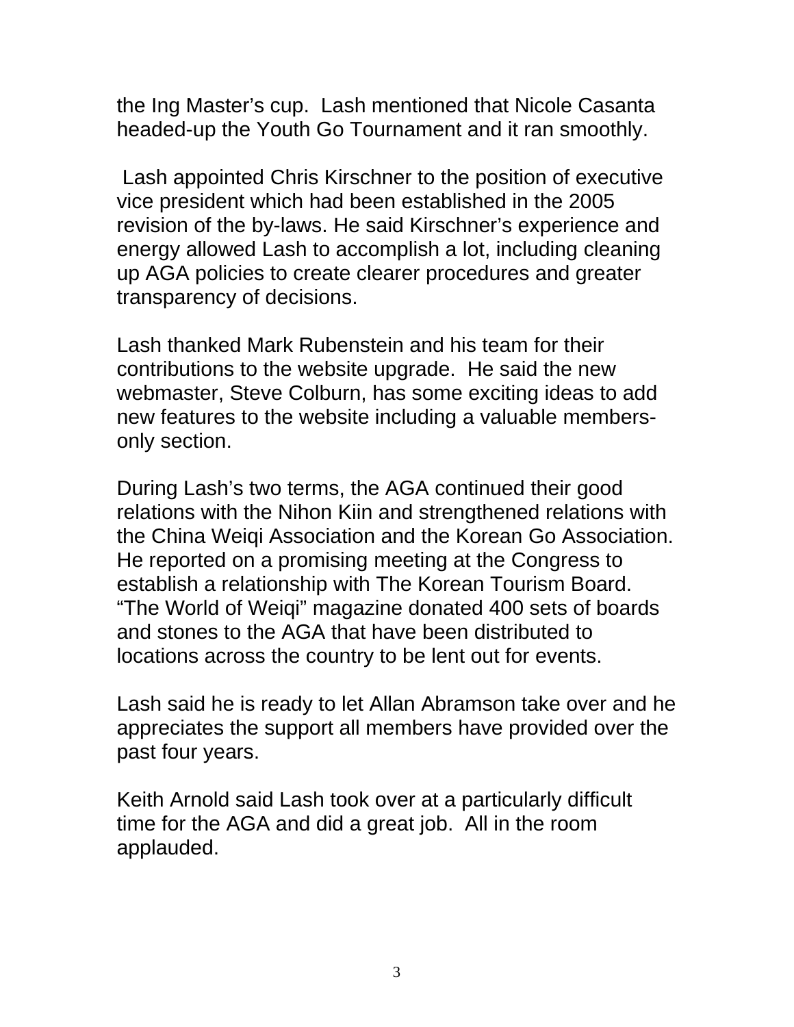the Ing Master's cup. Lash mentioned that Nicole Casanta headed-up the Youth Go Tournament and it ran smoothly.

Lash appointed Chris Kirschner to the position of executive vice president which had been established in the 2005 revision of the by-laws. He said Kirschner's experience and energy allowed Lash to accomplish a lot, including cleaning up AGA policies to create clearer procedures and greater transparency of decisions.

Lash thanked Mark Rubenstein and his team for their contributions to the website upgrade. He said the new webmaster, Steve Colburn, has some exciting ideas to add new features to the website including a valuable members-only section.

During Lash's two terms, the AGA continued their good relations with the Nihon Kiin and strengthened relations with the China Weiqi Association and the Korean Go Association. He reported on a promising meeting at the Congress to establish a relationship with The Korean Tourism Board. "The World of Weiqi" magazine donated 400 sets of boards and stones to the AGA that have been distributed to locations across the country to be lent out for events.

Lash said he is ready to let Allan Abramson take over and he appreciates the support all members have provided over the past four years.

Keith Arnold said Lash took over at a particularly difficult time for the AGA and did a great job. All in the room applauded.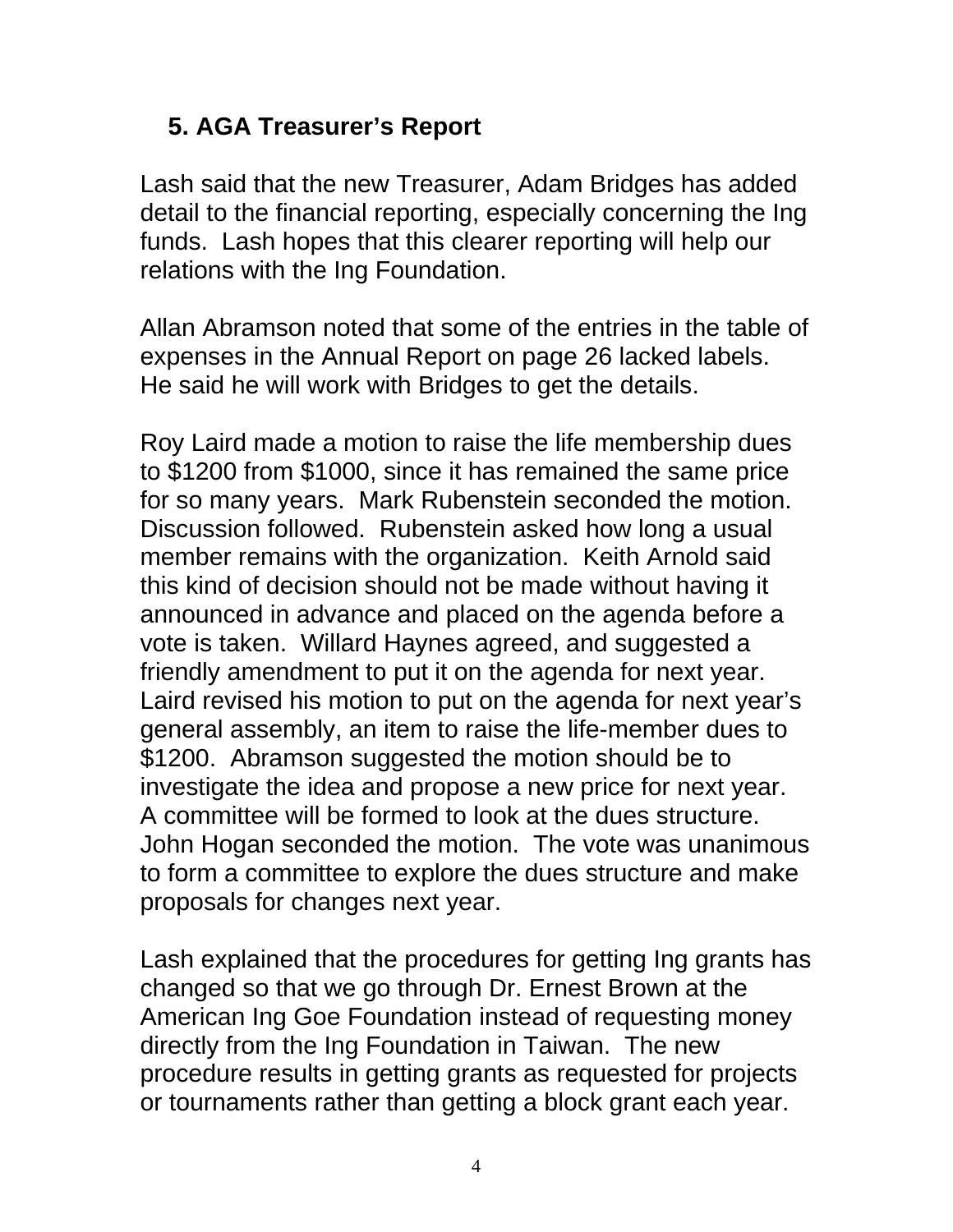## 5. AGA Treasurer's Report

Lash said that the new Treasurer, Adam Bridges has added detail to the financial reporting, especially concerning the Ing funds. Lash hopes that this clearer reporting will help our relations with the Ing Foundation.

Allan Abramson noted that some of the entries in the table of expenses in the Annual Report on page 26 lacked labels. He said he will work with Bridges to get the details.

Roy Laird made a motion to raise the life membership dues to $1200 from $1000, since it has remained the same price for so many years. Mark Rubenstein seconded the motion. Discussion followed. Rubenstein asked how long a usual member remains with the organization. Keith Arnold said this kind of decision should not be made without having it announced in advance and placed on the agenda before a vote is taken. Willard Haynes agreed, and suggested a friendly amendment to put it on the agenda for next year. Laird revised his motion to put on the agenda for next year's general assembly, an item to raise the life-member dues to $1200. Abramson suggested the motion should be to investigate the idea and propose a new price for next year. A committee will be formed to look at the dues structure. John Hogan seconded the motion. The vote was unanimous to form a committee to explore the dues structure and make proposals for changes next year.

Lash explained that the procedures for getting Ing grants has changed so that we go through Dr. Ernest Brown at the American Ing Goe Foundation instead of requesting money directly from the Ing Foundation in Taiwan. The new procedure results in getting grants as requested for projects or tournaments rather than getting a block grant each year.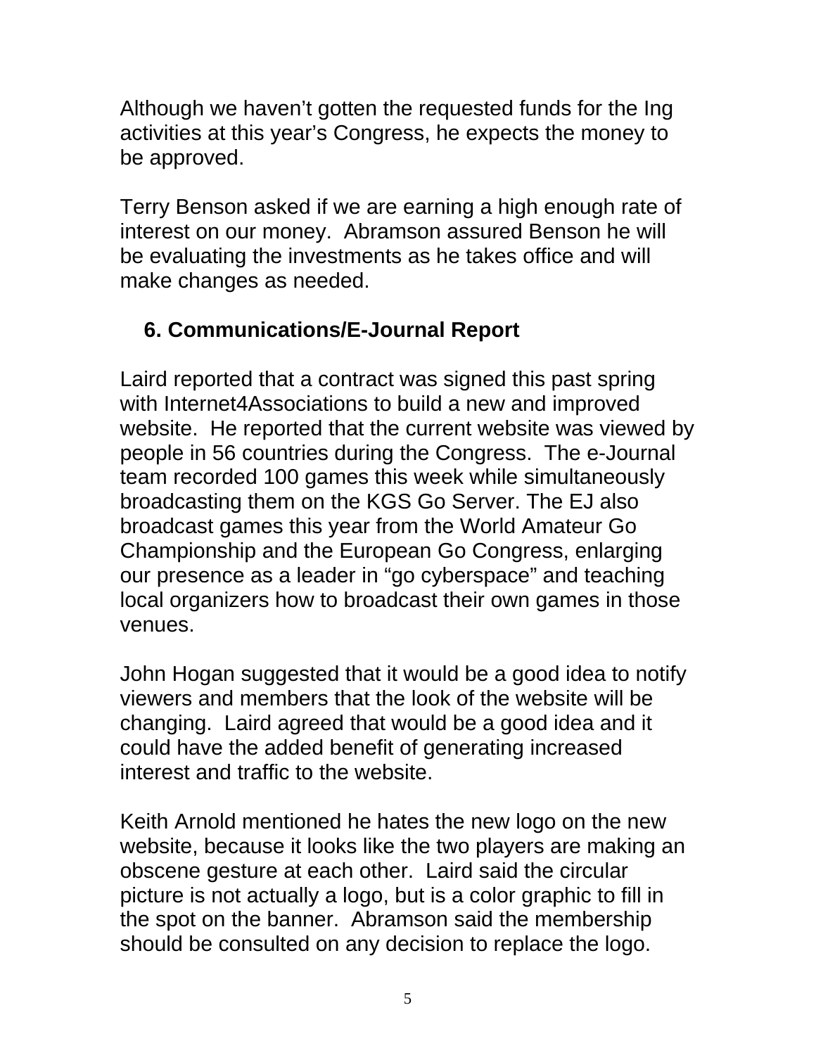Although we haven't gotten the requested funds for the Ing activities at this year's Congress, he expects the money to be approved.

Terry Benson asked if we are earning a high enough rate of interest on our money. Abramson assured Benson he will be evaluating the investments as he takes office and will make changes as needed.

## 6. Communications/E-Journal Report

Laird reported that a contract was signed this past spring with Internet4Associations to build a new and improved website. He reported that the current website was viewed by people in 56 countries during the Congress. The e-Journal team recorded 100 games this week while simultaneously broadcasting them on the KGS Go Server. The EJ also broadcast games this year from the World Amateur Go Championship and the European Go Congress, enlarging our presence as a leader in "go cyberspace" and teaching local organizers how to broadcast their own games in those venues.

John Hogan suggested that it would be a good idea to notify viewers and members that the look of the website will be changing. Laird agreed that would be a good idea and it could have the added benefit of generating increased interest and traffic to the website.

Keith Arnold mentioned he hates the new logo on the new website, because it looks like the two players are making an obscene gesture at each other. Laird said the circular picture is not actually a logo, but is a color graphic to fill in the spot on the banner. Abramson said the membership should be consulted on any decision to replace the logo.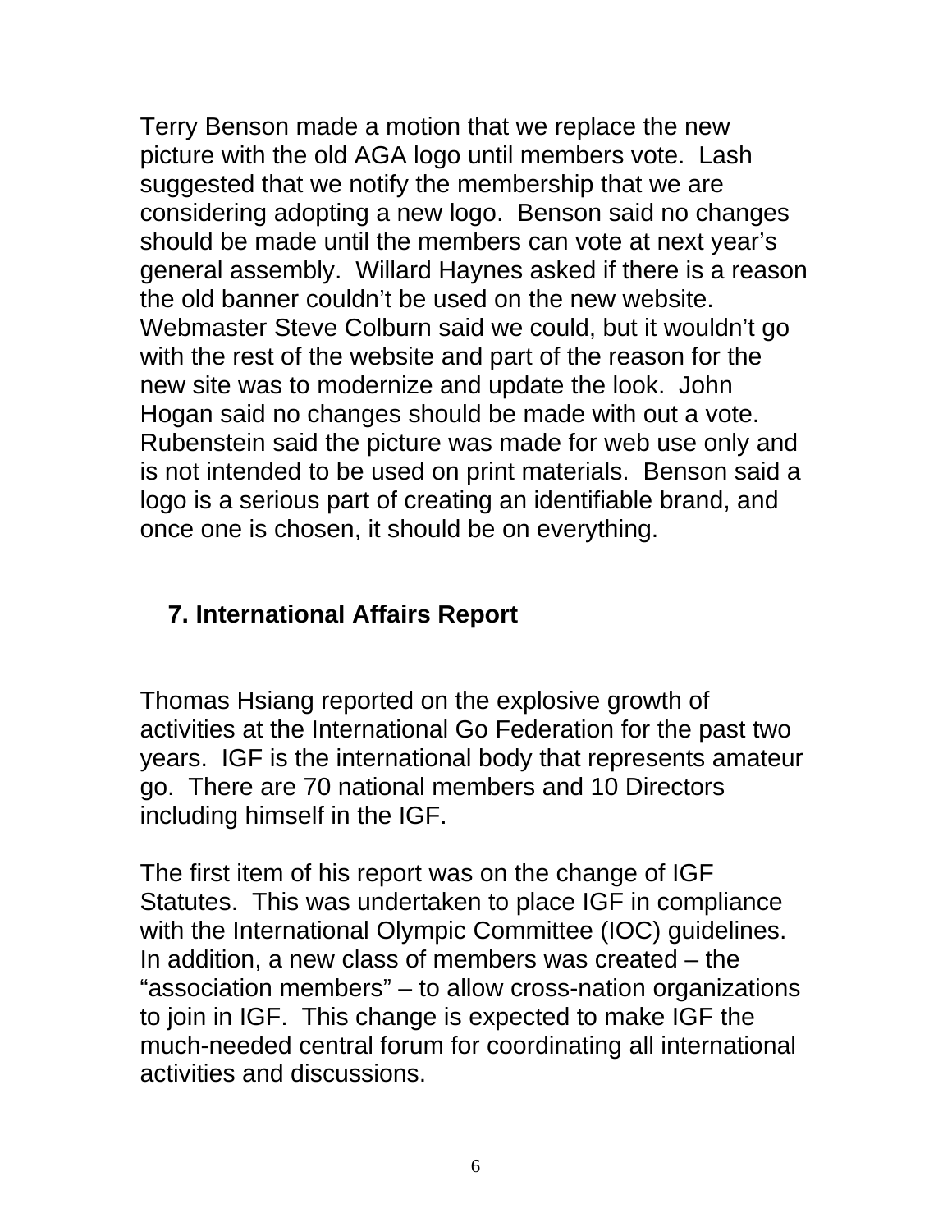Terry Benson made a motion that we replace the new picture with the old AGA logo until members vote. Lash suggested that we notify the membership that we are considering adopting a new logo. Benson said no changes should be made until the members can vote at next year's general assembly. Willard Haynes asked if there is a reason the old banner couldn't be used on the new website. Webmaster Steve Colburn said we could, but it wouldn't go with the rest of the website and part of the reason for the new site was to modernize and update the look. John Hogan said no changes should be made with out a vote. Rubenstein said the picture was made for web use only and is not intended to be used on print materials. Benson said a logo is a serious part of creating an identifiable brand, and once one is chosen, it should be on everything.

## 7. International Affairs Report

Thomas Hsiang reported on the explosive growth of activities at the International Go Federation for the past two years. IGF is the international body that represents amateur go. There are 70 national members and 10 Directors including himself in the IGF.

The first item of his report was on the change of IGF Statutes. This was undertaken to place IGF in compliance with the International Olympic Committee (IOC) guidelines. In addition, a new class of members was created – the "association members" – to allow cross-nation organizations to join in IGF. This change is expected to make IGF the much-needed central forum for coordinating all international activities and discussions.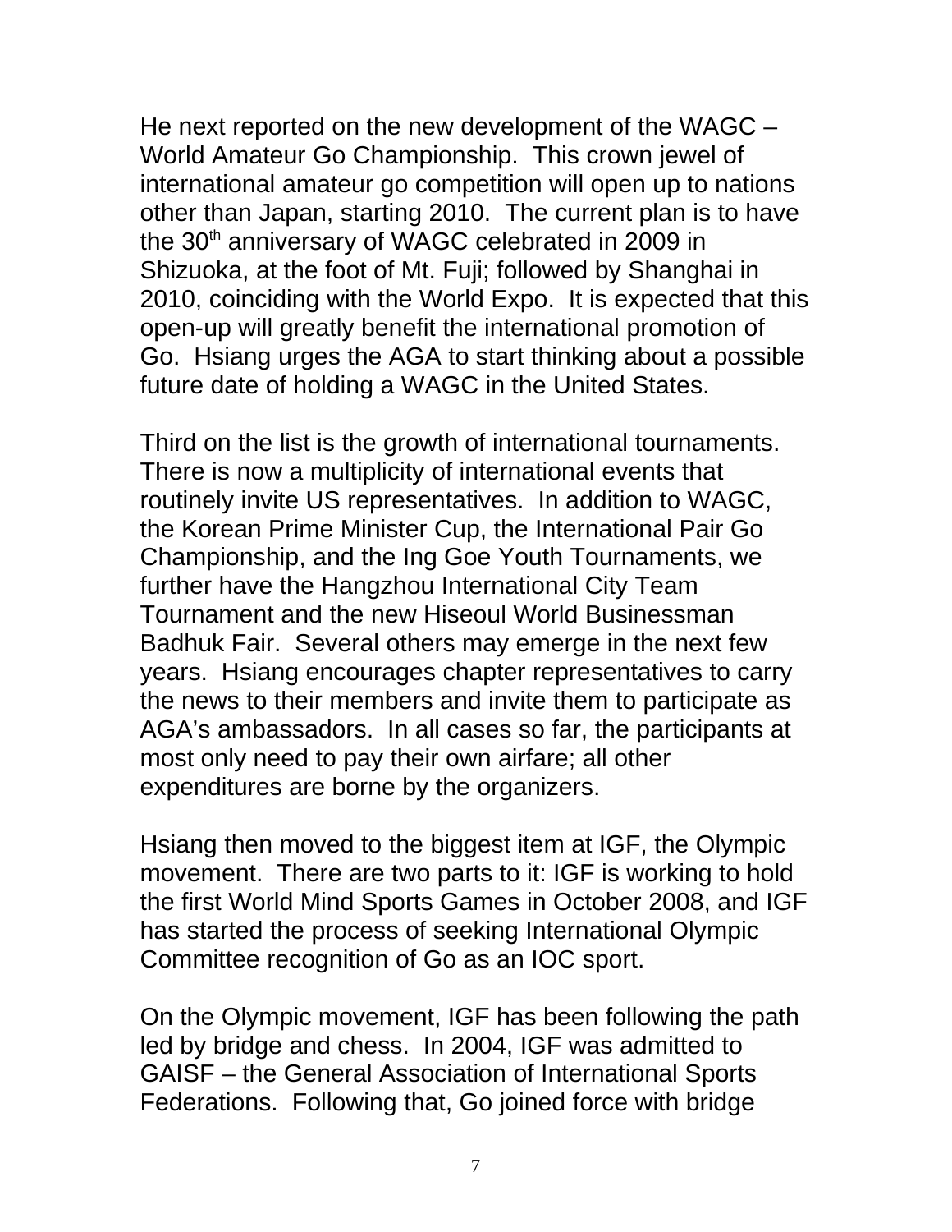He next reported on the new development of the WAGC – World Amateur Go Championship. This crown jewel of international amateur go competition will open up to nations other than Japan, starting 2010. The current plan is to have the 30th anniversary of WAGC celebrated in 2009 in Shizuoka, at the foot of Mt. Fuji; followed by Shanghai in 2010, coinciding with the World Expo. It is expected that this open-up will greatly benefit the international promotion of Go. Hsiang urges the AGA to start thinking about a possible future date of holding a WAGC in the United States.

Third on the list is the growth of international tournaments. There is now a multiplicity of international events that routinely invite US representatives. In addition to WAGC, the Korean Prime Minister Cup, the International Pair Go Championship, and the Ing Goe Youth Tournaments, we further have the Hangzhou International City Team Tournament and the new Hiseoul World Businessman Badhuk Fair. Several others may emerge in the next few years. Hsiang encourages chapter representatives to carry the news to their members and invite them to participate as AGA's ambassadors. In all cases so far, the participants at most only need to pay their own airfare; all other expenditures are borne by the organizers.

Hsiang then moved to the biggest item at IGF, the Olympic movement. There are two parts to it: IGF is working to hold the first World Mind Sports Games in October 2008, and IGF has started the process of seeking International Olympic Committee recognition of Go as an IOC sport.

On the Olympic movement, IGF has been following the path led by bridge and chess. In 2004, IGF was admitted to GAISF – the General Association of International Sports Federations. Following that, Go joined force with bridge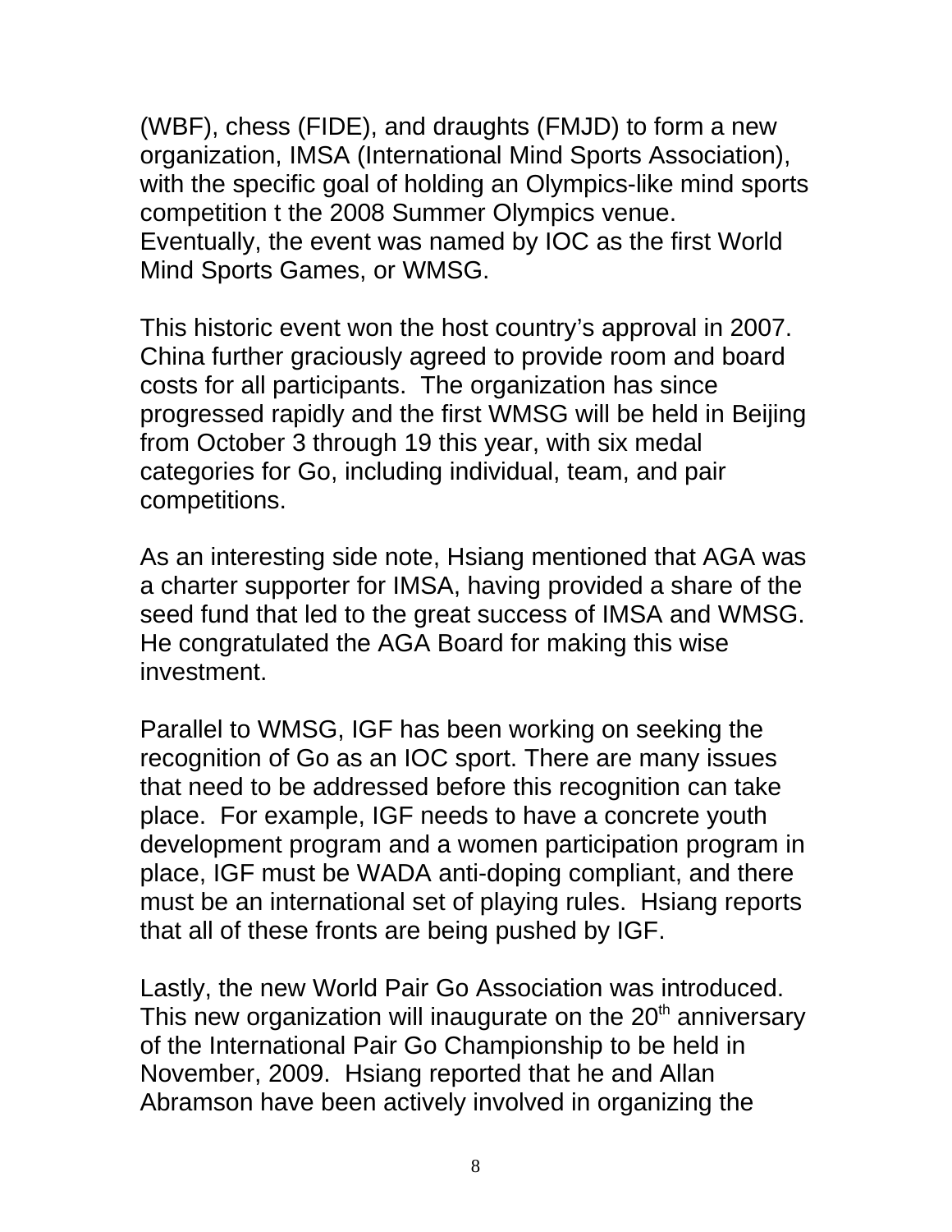(WBF), chess (FIDE), and draughts (FMJD) to form a new organization, IMSA (International Mind Sports Association), with the specific goal of holding an Olympics-like mind sports competition t the 2008 Summer Olympics venue. Eventually, the event was named by IOC as the first World Mind Sports Games, or WMSG.

This historic event won the host country's approval in 2007. China further graciously agreed to provide room and board costs for all participants. The organization has since progressed rapidly and the first WMSG will be held in Beijing from October 3 through 19 this year, with six medal categories for Go, including individual, team, and pair competitions.

As an interesting side note, Hsiang mentioned that AGA was a charter supporter for IMSA, having provided a share of the seed fund that led to the great success of IMSA and WMSG. He congratulated the AGA Board for making this wise investment.

Parallel to WMSG, IGF has been working on seeking the recognition of Go as an IOC sport. There are many issues that need to be addressed before this recognition can take place. For example, IGF needs to have a concrete youth development program and a women participation program in place, IGF must be WADA anti-doping compliant, and there must be an international set of playing rules. Hsiang reports that all of these fronts are being pushed by IGF.

Lastly, the new World Pair Go Association was introduced. This new organization will inaugurate on the 20th anniversary of the International Pair Go Championship to be held in November, 2009. Hsiang reported that he and Allan Abramson have been actively involved in organizing the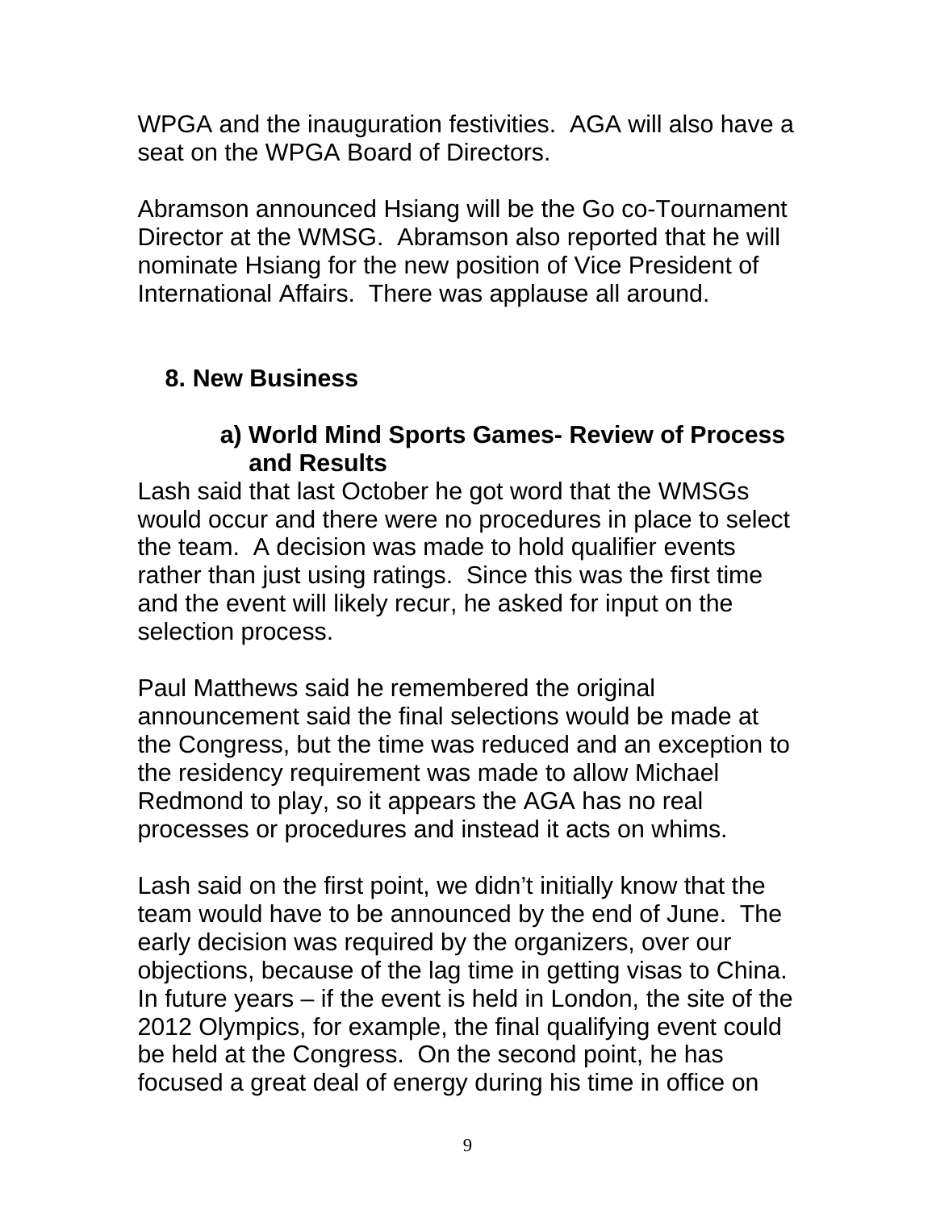WPGA and the inauguration festivities.  AGA will also have a seat on the WPGA Board of Directors.

Abramson announced Hsiang will be the Go co-Tournament Director at the WMSG.  Abramson also reported that he will nominate Hsiang for the new position of Vice President of International Affairs.  There was applause all around.

## 8. New Business

### a) World Mind Sports Games- Review of Process and Results

Lash said that last October he got word that the WMSGs would occur and there were no procedures in place to select the team.  A decision was made to hold qualifier events rather than just using ratings.  Since this was the first time and the event will likely recur, he asked for input on the selection process.

Paul Matthews said he remembered the original announcement said the final selections would be made at the Congress, but the time was reduced and an exception to the residency requirement was made to allow Michael Redmond to play, so it appears the AGA has no real processes or procedures and instead it acts on whims.

Lash said on the first point, we didn't initially know that the team would have to be announced by the end of June.  The early decision was required by the organizers, over our objections, because of the lag time in getting visas to China.  In future years – if the event is held in London, the site of the 2012 Olympics, for example, the final qualifying event could be held at the Congress.  On the second point, he has focused a great deal of energy during his time in office on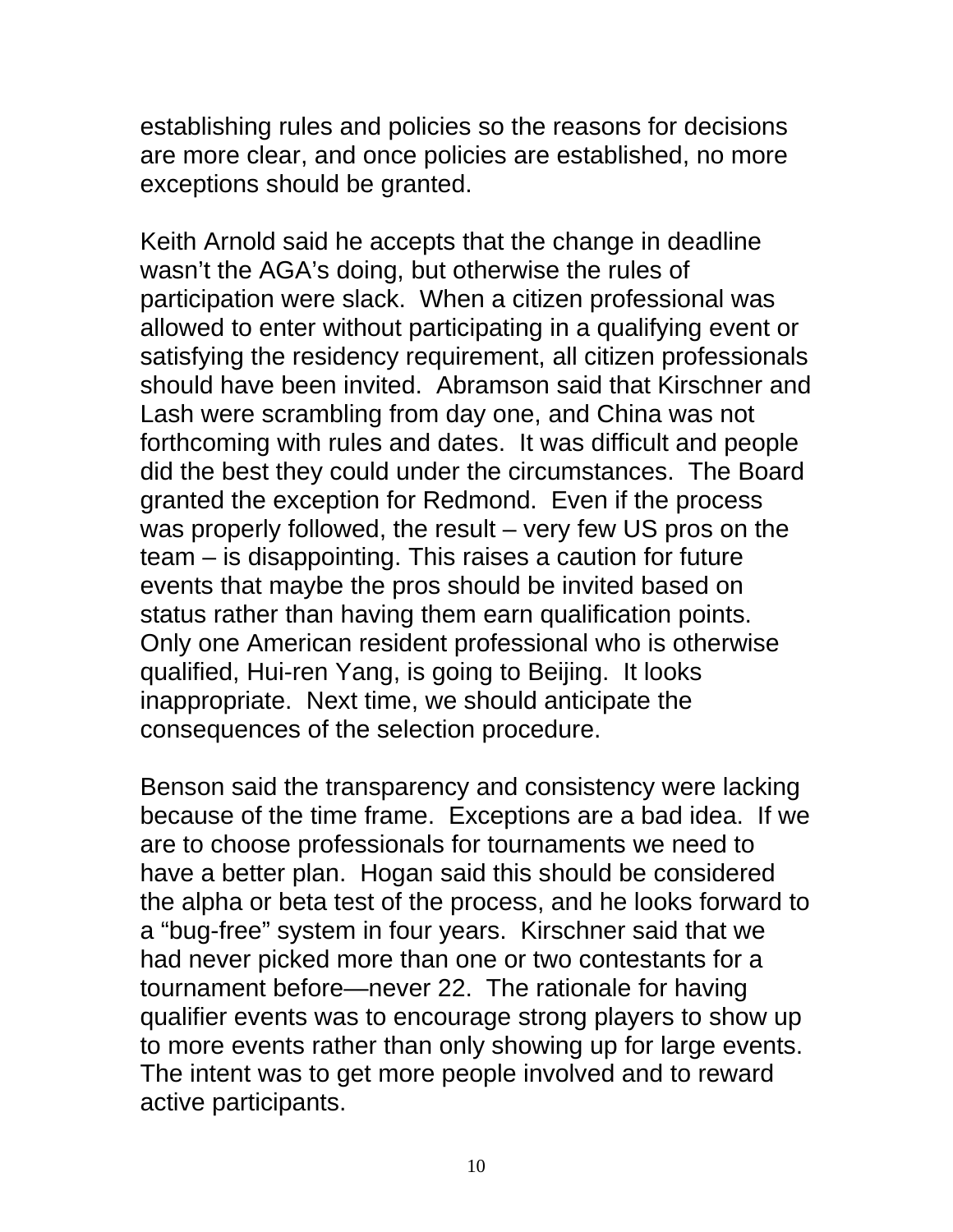establishing rules and policies so the reasons for decisions are more clear, and once policies are established, no more exceptions should be granted.

Keith Arnold said he accepts that the change in deadline wasn't the AGA's doing, but otherwise the rules of participation were slack. When a citizen professional was allowed to enter without participating in a qualifying event or satisfying the residency requirement, all citizen professionals should have been invited. Abramson said that Kirschner and Lash were scrambling from day one, and China was not forthcoming with rules and dates. It was difficult and people did the best they could under the circumstances. The Board granted the exception for Redmond. Even if the process was properly followed, the result – very few US pros on the team – is disappointing. This raises a caution for future events that maybe the pros should be invited based on status rather than having them earn qualification points. Only one American resident professional who is otherwise qualified, Hui-ren Yang, is going to Beijing. It looks inappropriate. Next time, we should anticipate the consequences of the selection procedure.

Benson said the transparency and consistency were lacking because of the time frame. Exceptions are a bad idea. If we are to choose professionals for tournaments we need to have a better plan. Hogan said this should be considered the alpha or beta test of the process, and he looks forward to a "bug-free" system in four years. Kirschner said that we had never picked more than one or two contestants for a tournament before—never 22. The rationale for having qualifier events was to encourage strong players to show up to more events rather than only showing up for large events. The intent was to get more people involved and to reward active participants.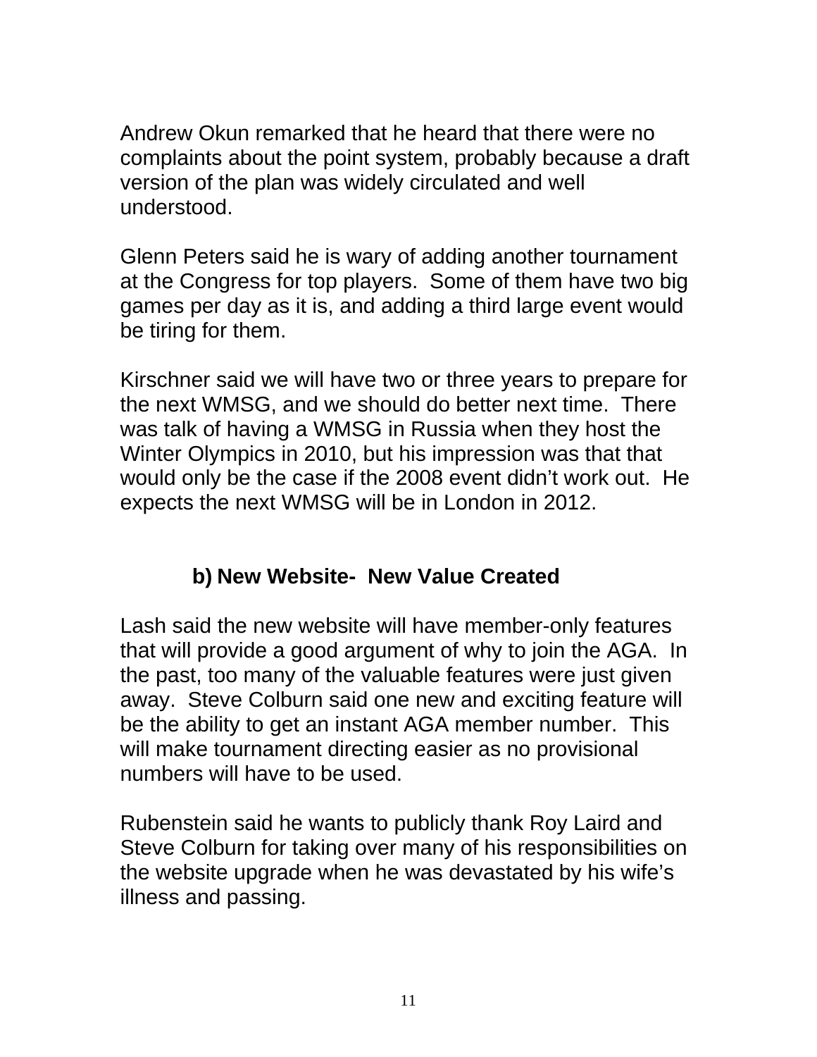Andrew Okun remarked that he heard that there were no complaints about the point system, probably because a draft version of the plan was widely circulated and well understood.

Glenn Peters said he is wary of adding another tournament at the Congress for top players. Some of them have two big games per day as it is, and adding a third large event would be tiring for them.

Kirschner said we will have two or three years to prepare for the next WMSG, and we should do better next time. There was talk of having a WMSG in Russia when they host the Winter Olympics in 2010, but his impression was that that would only be the case if the 2008 event didn't work out. He expects the next WMSG will be in London in 2012.

### b) New Website- New Value Created

Lash said the new website will have member-only features that will provide a good argument of why to join the AGA. In the past, too many of the valuable features were just given away. Steve Colburn said one new and exciting feature will be the ability to get an instant AGA member number. This will make tournament directing easier as no provisional numbers will have to be used.

Rubenstein said he wants to publicly thank Roy Laird and Steve Colburn for taking over many of his responsibilities on the website upgrade when he was devastated by his wife's illness and passing.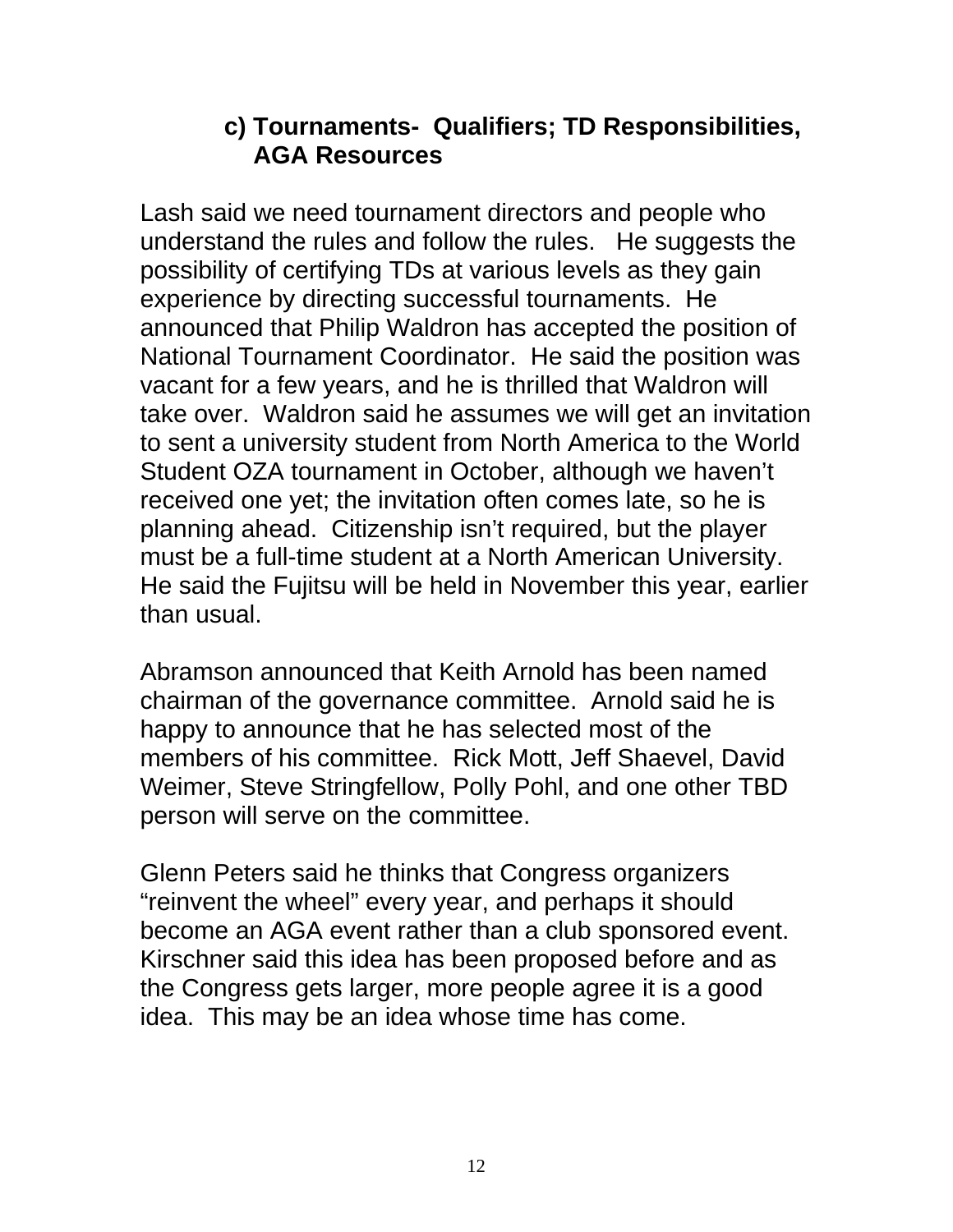### c) Tournaments- Qualifiers; TD Responsibilities, AGA Resources

Lash said we need tournament directors and people who understand the rules and follow the rules. He suggests the possibility of certifying TDs at various levels as they gain experience by directing successful tournaments. He announced that Philip Waldron has accepted the position of National Tournament Coordinator. He said the position was vacant for a few years, and he is thrilled that Waldron will take over. Waldron said he assumes we will get an invitation to sent a university student from North America to the World Student OZA tournament in October, although we haven't received one yet; the invitation often comes late, so he is planning ahead. Citizenship isn't required, but the player must be a full-time student at a North American University. He said the Fujitsu will be held in November this year, earlier than usual.

Abramson announced that Keith Arnold has been named chairman of the governance committee. Arnold said he is happy to announce that he has selected most of the members of his committee. Rick Mott, Jeff Shaevel, David Weimer, Steve Stringfellow, Polly Pohl, and one other TBD person will serve on the committee.

Glenn Peters said he thinks that Congress organizers "reinvent the wheel" every year, and perhaps it should become an AGA event rather than a club sponsored event. Kirschner said this idea has been proposed before and as the Congress gets larger, more people agree it is a good idea. This may be an idea whose time has come.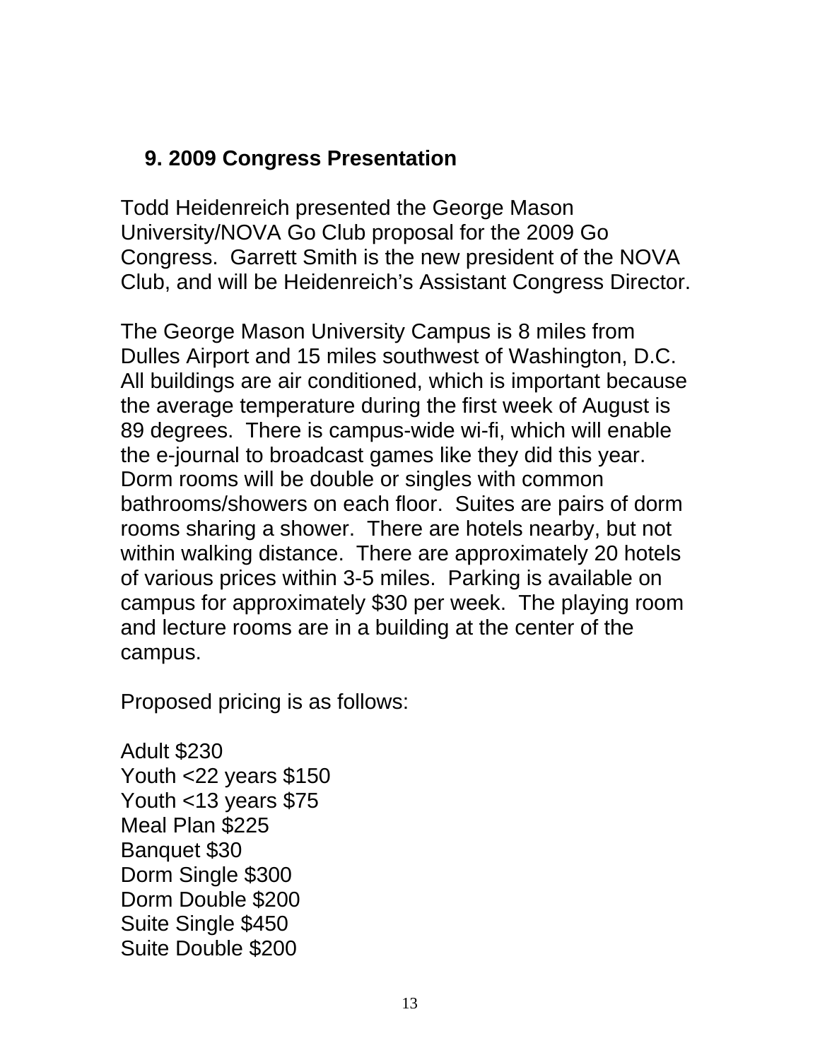## 9. 2009 Congress Presentation

Todd Heidenreich presented the George Mason University/NOVA Go Club proposal for the 2009 Go Congress.  Garrett Smith is the new president of the NOVA Club, and will be Heidenreich's Assistant Congress Director.

The George Mason University Campus is 8 miles from Dulles Airport and 15 miles southwest of Washington, D.C. All buildings are air conditioned, which is important because the average temperature during the first week of August is 89 degrees.  There is campus-wide wi-fi, which will enable the e-journal to broadcast games like they did this year. Dorm rooms will be double or singles with common bathrooms/showers on each floor.  Suites are pairs of dorm rooms sharing a shower.  There are hotels nearby, but not within walking distance.  There are approximately 20 hotels of various prices within 3-5 miles.  Parking is available on campus for approximately $30 per week.  The playing room and lecture rooms are in a building at the center of the campus.

Proposed pricing is as follows:

Adult $230
Youth <22 years $150
Youth <13 years $75
Meal Plan $225
Banquet $30
Dorm Single $300
Dorm Double $200
Suite Single $450
Suite Double $200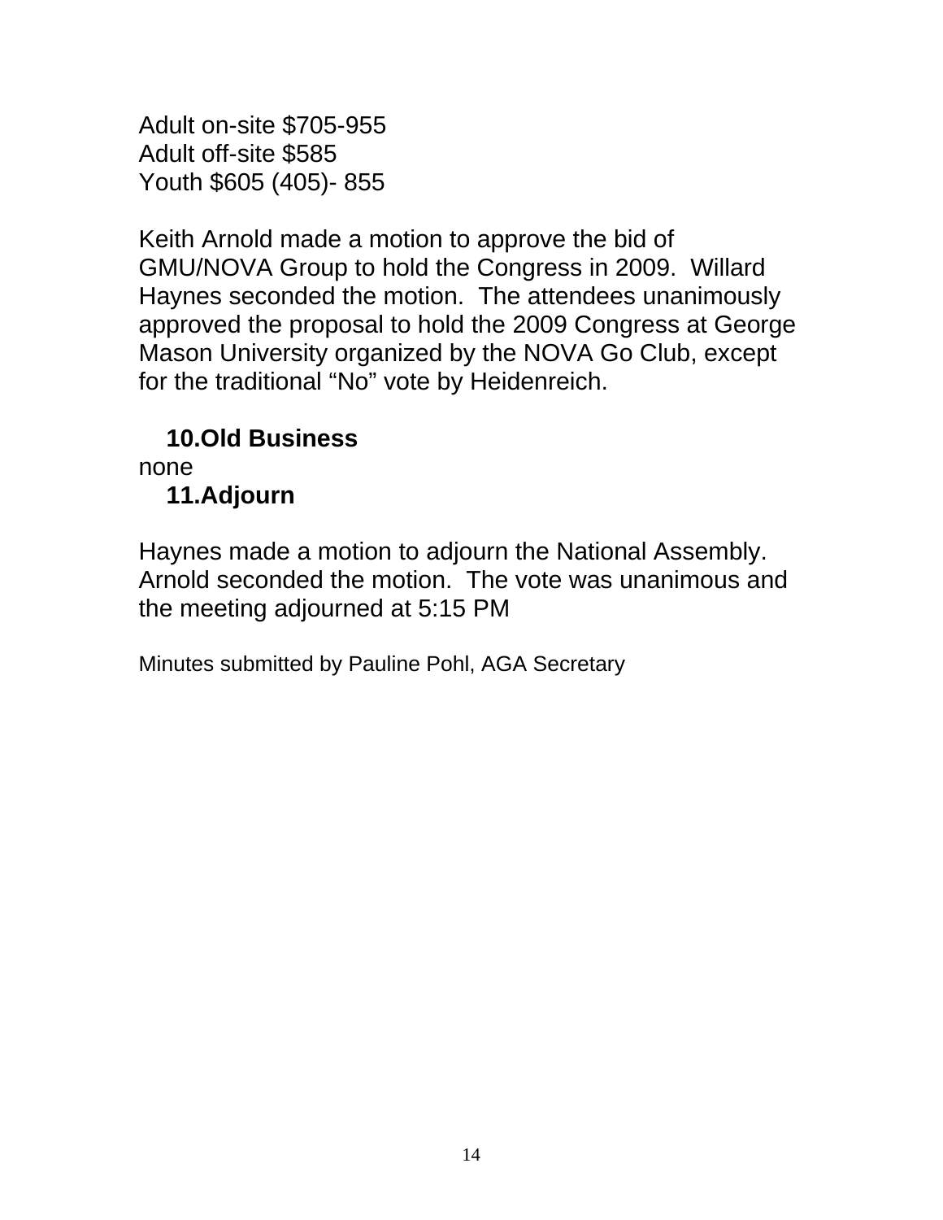Adult on-site $705-955
Adult off-site $585
Youth $605 (405)- 855

Keith Arnold made a motion to approve the bid of GMU/NOVA Group to hold the Congress in 2009. Willard Haynes seconded the motion. The attendees unanimously approved the proposal to hold the 2009 Congress at George Mason University organized by the NOVA Go Club, except for the traditional "No" vote by Heidenreich.

**10. Old Business**

none

**11. Adjourn**

Haynes made a motion to adjourn the National Assembly. Arnold seconded the motion. The vote was unanimous and the meeting adjourned at 5:15 PM

Minutes submitted by Pauline Pohl, AGA Secretary